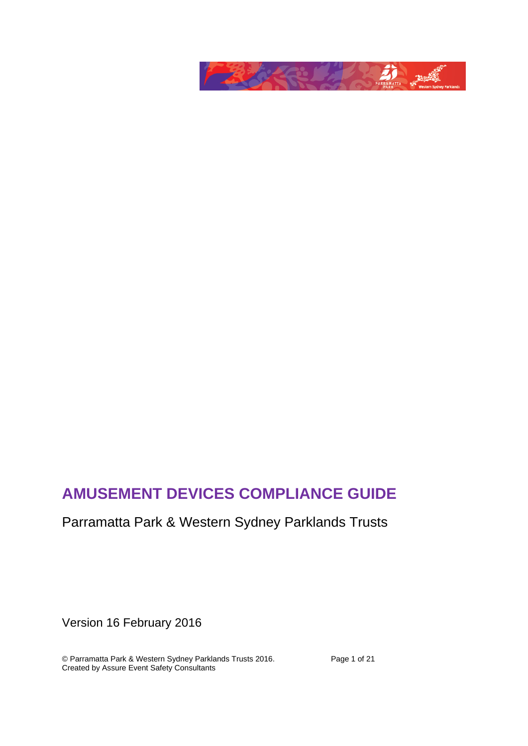# AMUSEMENT DEVICES COMPLIANCE GUIDE

Parramatta Park & Western Sydney Parklands Trusts

Version 16 February 2016

© Parramatta Park & Western Sydney Parklands Trusts 2016.
Created by Assure Event Safety Consultants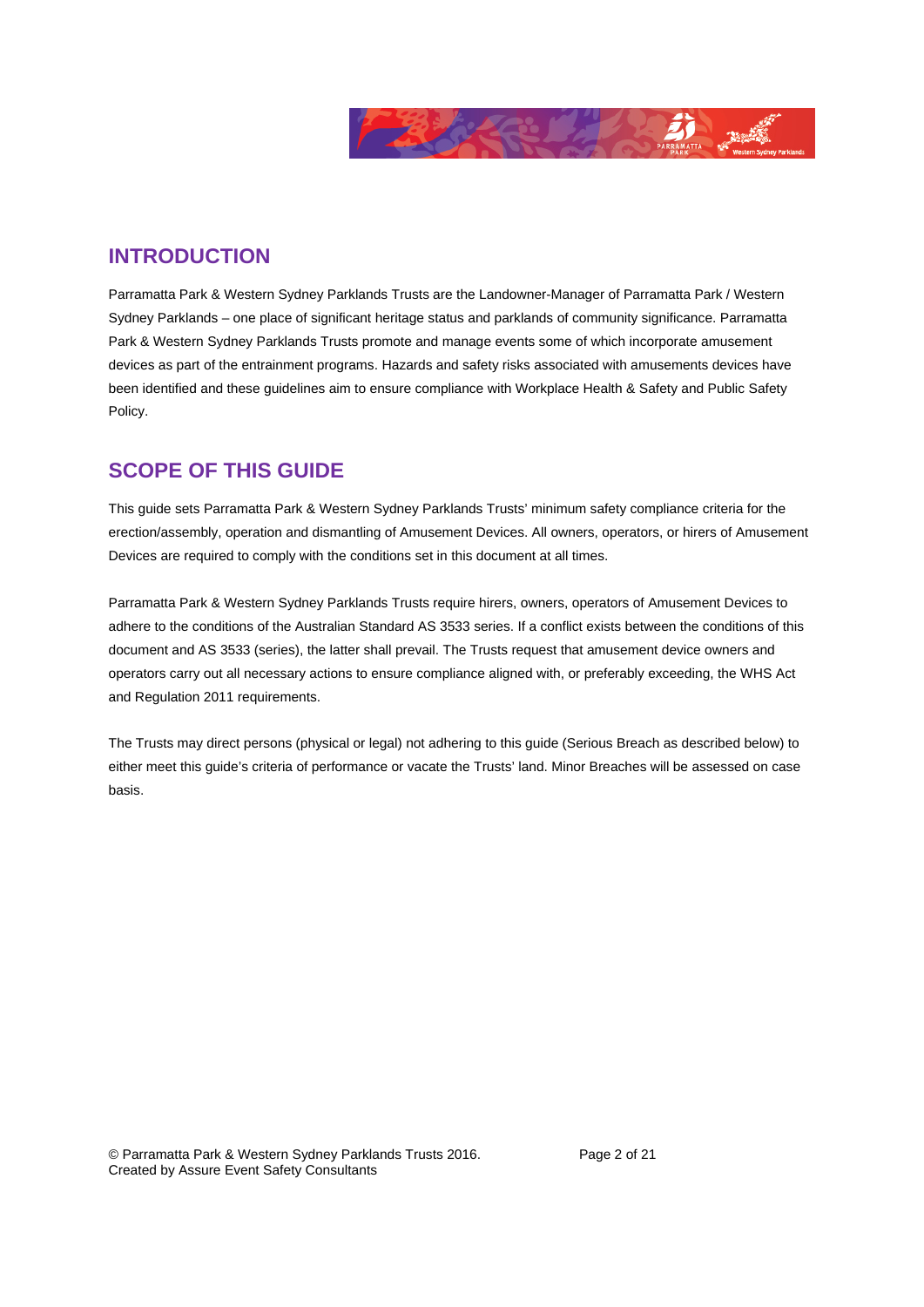## INTRODUCTION

Parramatta Park & Western Sydney Parklands Trusts are the Landowner-Manager of Parramatta Park / Western Sydney Parklands – one place of significant heritage status and parklands of community significance. Parramatta Park & Western Sydney Parklands Trusts promote and manage events some of which incorporate amusement devices as part of the entrainment programs. Hazards and safety risks associated with amusements devices have been identified and these guidelines aim to ensure compliance with Workplace Health & Safety and Public Safety Policy.

## SCOPE OF THIS GUIDE

This guide sets Parramatta Park & Western Sydney Parklands Trusts' minimum safety compliance criteria for the erection/assembly, operation and dismantling of Amusement Devices. All owners, operators, or hirers of Amusement Devices are required to comply with the conditions set in this document at all times.

Parramatta Park & Western Sydney Parklands Trusts require hirers, owners, operators of Amusement Devices to adhere to the conditions of the Australian Standard AS 3533 series. If a conflict exists between the conditions of this document and AS 3533 (series), the latter shall prevail. The Trusts request that amusement device owners and operators carry out all necessary actions to ensure compliance aligned with, or preferably exceeding, the WHS Act and Regulation 2011 requirements.

The Trusts may direct persons (physical or legal) not adhering to this guide (Serious Breach as described below) to either meet this guide's criteria of performance or vacate the Trusts' land. Minor Breaches will be assessed on case basis.

© Parramatta Park & Western Sydney Parklands Trusts 2016.
Created by Assure Event Safety Consultants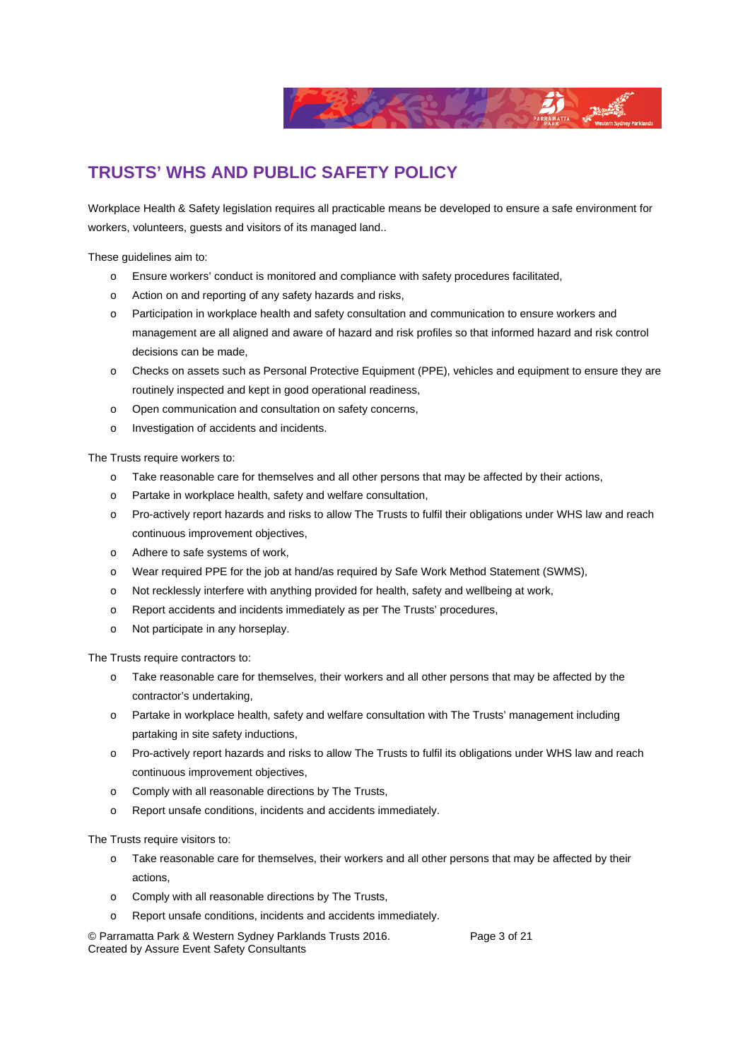# TRUSTS' WHS AND PUBLIC SAFETY POLICY

Workplace Health & Safety legislation requires all practicable means be developed to ensure a safe environment for workers, volunteers, guests and visitors of its managed land..

These guidelines aim to:

- Ensure workers' conduct is monitored and compliance with safety procedures facilitated,
- Action on and reporting of any safety hazards and risks,
- Participation in workplace health and safety consultation and communication to ensure workers and management are all aligned and aware of hazard and risk profiles so that informed hazard and risk control decisions can be made,
- Checks on assets such as Personal Protective Equipment (PPE), vehicles and equipment to ensure they are routinely inspected and kept in good operational readiness,
- Open communication and consultation on safety concerns,
- Investigation of accidents and incidents.

The Trusts require workers to:

- Take reasonable care for themselves and all other persons that may be affected by their actions,
- Partake in workplace health, safety and welfare consultation,
- Pro-actively report hazards and risks to allow The Trusts to fulfil their obligations under WHS law and reach continuous improvement objectives,
- Adhere to safe systems of work,
- Wear required PPE for the job at hand/as required by Safe Work Method Statement (SWMS),
- Not recklessly interfere with anything provided for health, safety and wellbeing at work,
- Report accidents and incidents immediately as per The Trusts' procedures,
- Not participate in any horseplay.

The Trusts require contractors to:

- Take reasonable care for themselves, their workers and all other persons that may be affected by the contractor's undertaking,
- Partake in workplace health, safety and welfare consultation with The Trusts' management including partaking in site safety inductions,
- Pro-actively report hazards and risks to allow The Trusts to fulfil its obligations under WHS law and reach continuous improvement objectives,
- Comply with all reasonable directions by The Trusts,
- Report unsafe conditions, incidents and accidents immediately.

The Trusts require visitors to:

- Take reasonable care for themselves, their workers and all other persons that may be affected by their actions,
- Comply with all reasonable directions by The Trusts,
- Report unsafe conditions, incidents and accidents immediately.

© Parramatta Park & Western Sydney Parklands Trusts 2016.
Created by Assure Event Safety Consultants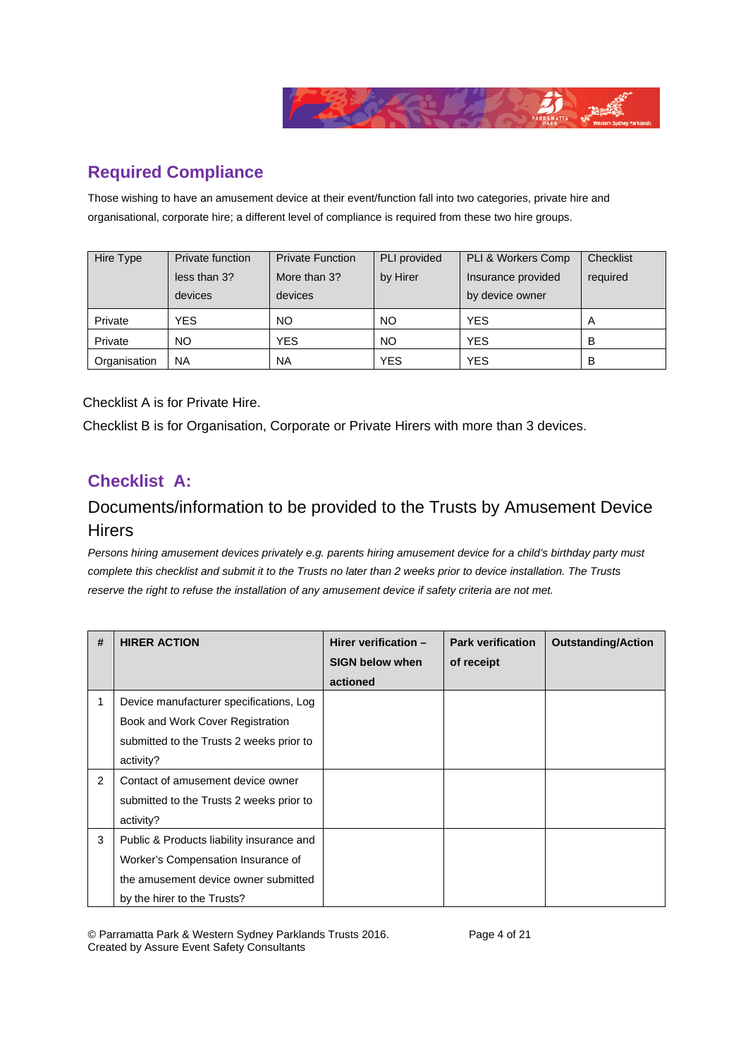## Required Compliance

Those wishing to have an amusement device at their event/function fall into two categories, private hire and organisational, corporate hire; a different level of compliance is required from these two hire groups.

| Hire Type | Private function less than 3? devices | Private Function More than 3? devices | PLI provided by Hirer | PLI & Workers Comp Insurance provided by device owner | Checklist required |
|---|---|---|---|---|---|
| Private | YES | NO | NO | YES | A |
| Private | NO | YES | NO | YES | B |
| Organisation | NA | NA | YES | YES | B |

Checklist A is for Private Hire.

Checklist B is for Organisation, Corporate or Private Hirers with more than 3 devices.

## Checklist A:

### Documents/information to be provided to the Trusts by Amusement Device Hirers

*Persons hiring amusement devices privately e.g. parents hiring amusement device for a child's birthday party must complete this checklist and submit it to the Trusts no later than 2 weeks prior to device installation. The Trusts reserve the right to refuse the installation of any amusement device if safety criteria are not met.*

| # | HIRER ACTION | Hirer verification – SIGN below when actioned | Park verification of receipt | Outstanding/Action |
|---|---|---|---|---|
| 1 | Device manufacturer specifications, Log Book and Work Cover Registration submitted to the Trusts 2 weeks prior to activity? | | | |
| 2 | Contact of amusement device owner submitted to the Trusts 2 weeks prior to activity? | | | |
| 3 | Public & Products liability insurance and Worker's Compensation Insurance of the amusement device owner submitted by the hirer to the Trusts? | | | |

© Parramatta Park & Western Sydney Parklands Trusts 2016.
Created by Assure Event Safety Consultants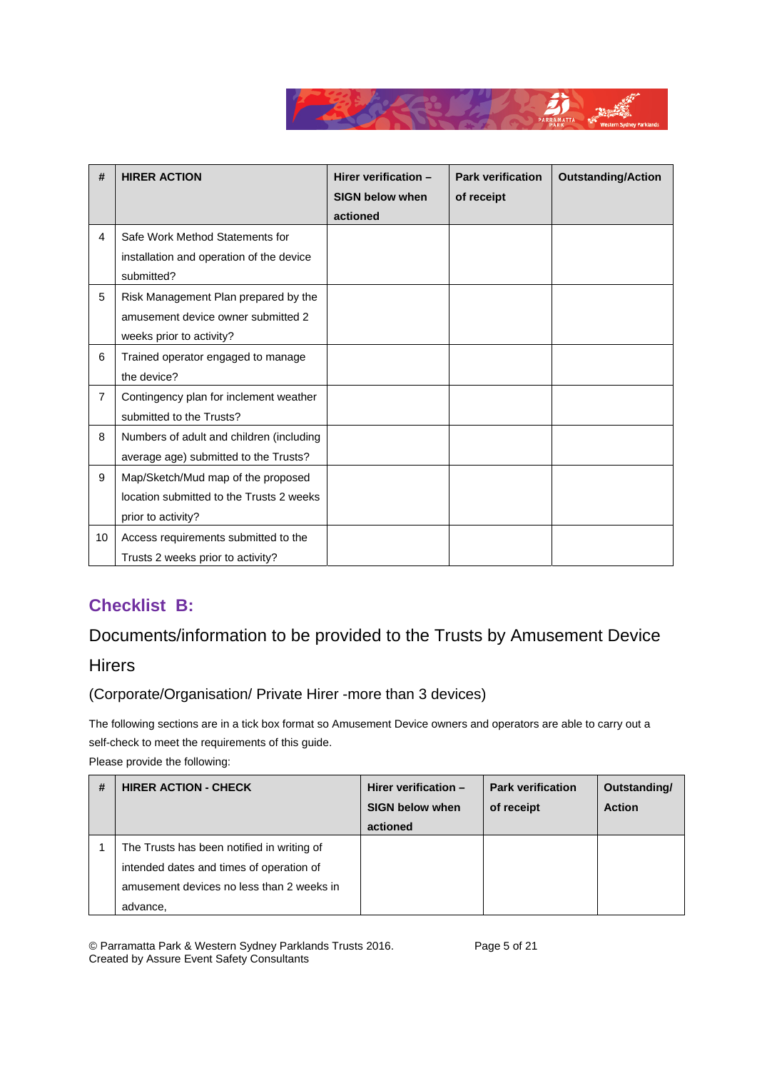| # | HIRER ACTION | Hirer verification – SIGN below when actioned | Park verification of receipt | Outstanding/Action |
|---|---|---|---|---|
| 4 | Safe Work Method Statements for installation and operation of the device submitted? | | | |
| 5 | Risk Management Plan prepared by the amusement device owner submitted 2 weeks prior to activity? | | | |
| 6 | Trained operator engaged to manage the device? | | | |
| 7 | Contingency plan for inclement weather submitted to the Trusts? | | | |
| 8 | Numbers of adult and children (including average age) submitted to the Trusts? | | | |
| 9 | Map/Sketch/Mud map of the proposed location submitted to the Trusts 2 weeks prior to activity? | | | |
| 10 | Access requirements submitted to the Trusts 2 weeks prior to activity? | | | |

## Checklist B:

### Documents/information to be provided to the Trusts by Amusement Device Hirers

#### (Corporate/Organisation/ Private Hirer -more than 3 devices)

The following sections are in a tick box format so Amusement Device owners and operators are able to carry out a self-check to meet the requirements of this guide.

Please provide the following:

| # | HIRER ACTION - CHECK | Hirer verification – SIGN below when actioned | Park verification of receipt | Outstanding/ Action |
|---|---|---|---|---|
| 1 | The Trusts has been notified in writing of intended dates and times of operation of amusement devices no less than 2 weeks in advance, | | | |

© Parramatta Park & Western Sydney Parklands Trusts 2016.
Created by Assure Event Safety Consultants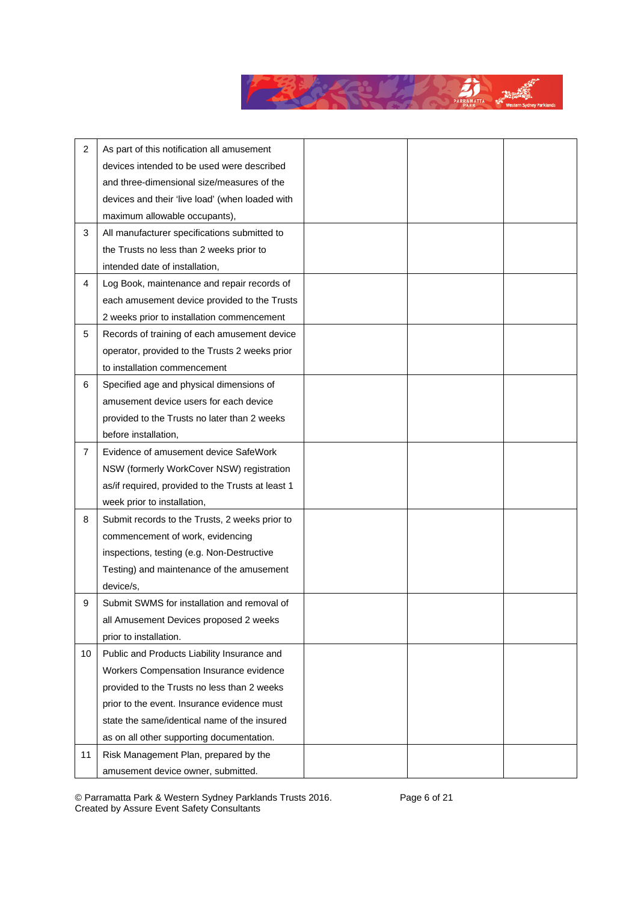| | | | | |
|---|---|---|---|---|
| 2 | As part of this notification all amusement devices intended to be used were described and three-dimensional size/measures of the devices and their 'live load' (when loaded with maximum allowable occupants), | | | |
| 3 | All manufacturer specifications submitted to the Trusts no less than 2 weeks prior to intended date of installation, | | | |
| 4 | Log Book, maintenance and repair records of each amusement device provided to the Trusts 2 weeks prior to installation commencement | | | |
| 5 | Records of training of each amusement device operator, provided to the Trusts 2 weeks prior to installation commencement | | | |
| 6 | Specified age and physical dimensions of amusement device users for each device provided to the Trusts no later than 2 weeks before installation, | | | |
| 7 | Evidence of amusement device SafeWork NSW (formerly WorkCover NSW) registration as/if required, provided to the Trusts at least 1 week prior to installation, | | | |
| 8 | Submit records to the Trusts, 2 weeks prior to commencement of work, evidencing inspections, testing (e.g. Non-Destructive Testing) and maintenance of the amusement device/s, | | | |
| 9 | Submit SWMS for installation and removal of all Amusement Devices proposed 2 weeks prior to installation. | | | |
| 10 | Public and Products Liability Insurance and Workers Compensation Insurance evidence provided to the Trusts no less than 2 weeks prior to the event. Insurance evidence must state the same/identical name of the insured as on all other supporting documentation. | | | |
| 11 | Risk Management Plan, prepared by the amusement device owner, submitted. | | | |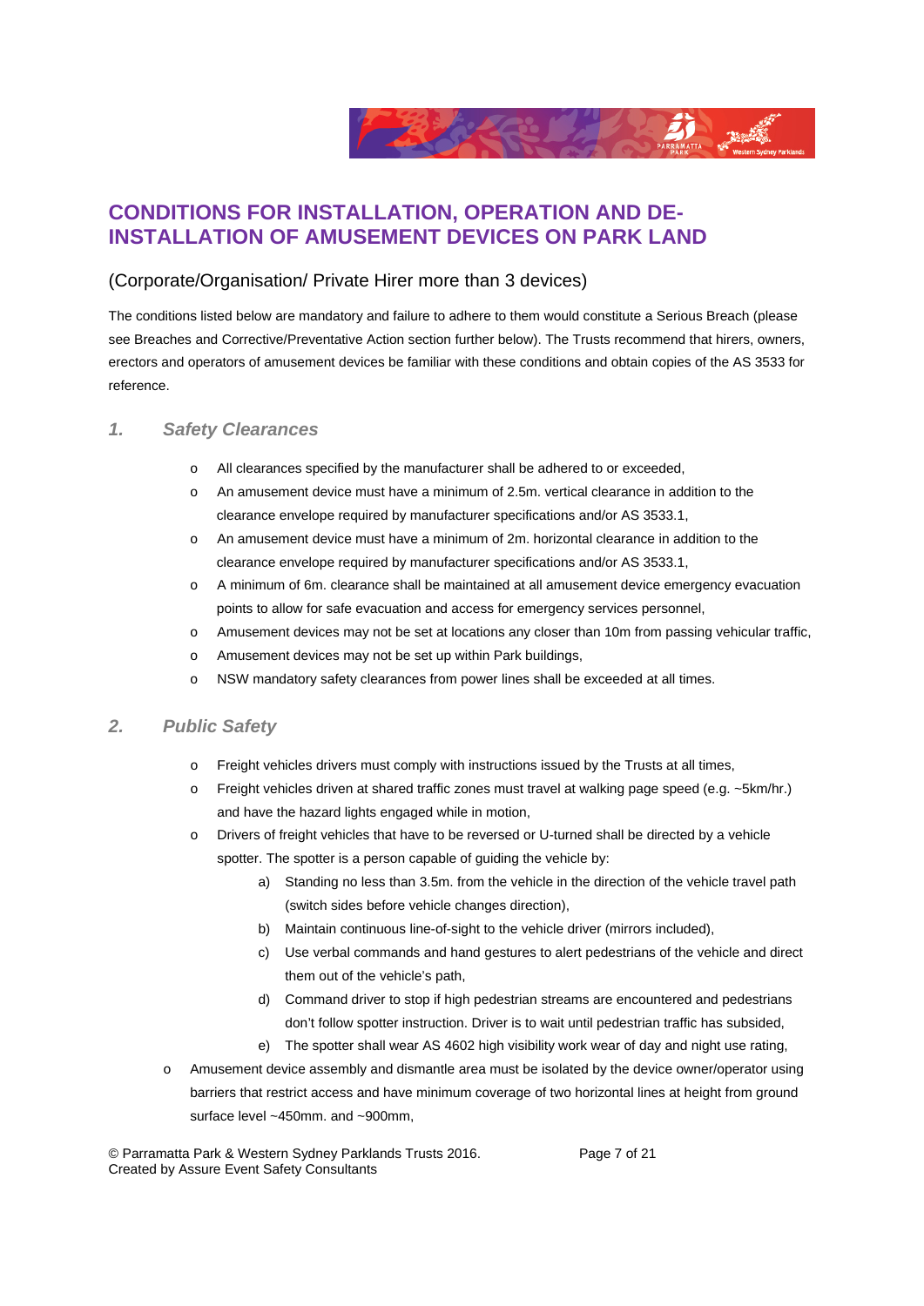# CONDITIONS FOR INSTALLATION, OPERATION AND DE-INSTALLATION OF AMUSEMENT DEVICES ON PARK LAND

## (Corporate/Organisation/ Private Hirer more than 3 devices)

The conditions listed below are mandatory and failure to adhere to them would constitute a Serious Breach (please see Breaches and Corrective/Preventative Action section further below). The Trusts recommend that hirers, owners, erectors and operators of amusement devices be familiar with these conditions and obtain copies of the AS 3533 for reference.

### *1. Safety Clearances*

- All clearances specified by the manufacturer shall be adhered to or exceeded,
- An amusement device must have a minimum of 2.5m. vertical clearance in addition to the clearance envelope required by manufacturer specifications and/or AS 3533.1,
- An amusement device must have a minimum of 2m. horizontal clearance in addition to the clearance envelope required by manufacturer specifications and/or AS 3533.1,
- A minimum of 6m. clearance shall be maintained at all amusement device emergency evacuation points to allow for safe evacuation and access for emergency services personnel,
- Amusement devices may not be set at locations any closer than 10m from passing vehicular traffic,
- Amusement devices may not be set up within Park buildings,
- NSW mandatory safety clearances from power lines shall be exceeded at all times.

### *2. Public Safety*

- Freight vehicles drivers must comply with instructions issued by the Trusts at all times,
- Freight vehicles driven at shared traffic zones must travel at walking page speed (e.g. ~5km/hr.) and have the hazard lights engaged while in motion,
- Drivers of freight vehicles that have to be reversed or U-turned shall be directed by a vehicle spotter. The spotter is a person capable of guiding the vehicle by:
  a) Standing no less than 3.5m. from the vehicle in the direction of the vehicle travel path (switch sides before vehicle changes direction),
  b) Maintain continuous line-of-sight to the vehicle driver (mirrors included),
  c) Use verbal commands and hand gestures to alert pedestrians of the vehicle and direct them out of the vehicle's path,
  d) Command driver to stop if high pedestrian streams are encountered and pedestrians don't follow spotter instruction. Driver is to wait until pedestrian traffic has subsided,
  e) The spotter shall wear AS 4602 high visibility work wear of day and night use rating,
- Amusement device assembly and dismantle area must be isolated by the device owner/operator using barriers that restrict access and have minimum coverage of two horizontal lines at height from ground surface level ~450mm. and ~900mm,

© Parramatta Park & Western Sydney Parklands Trusts 2016.
Created by Assure Event Safety Consultants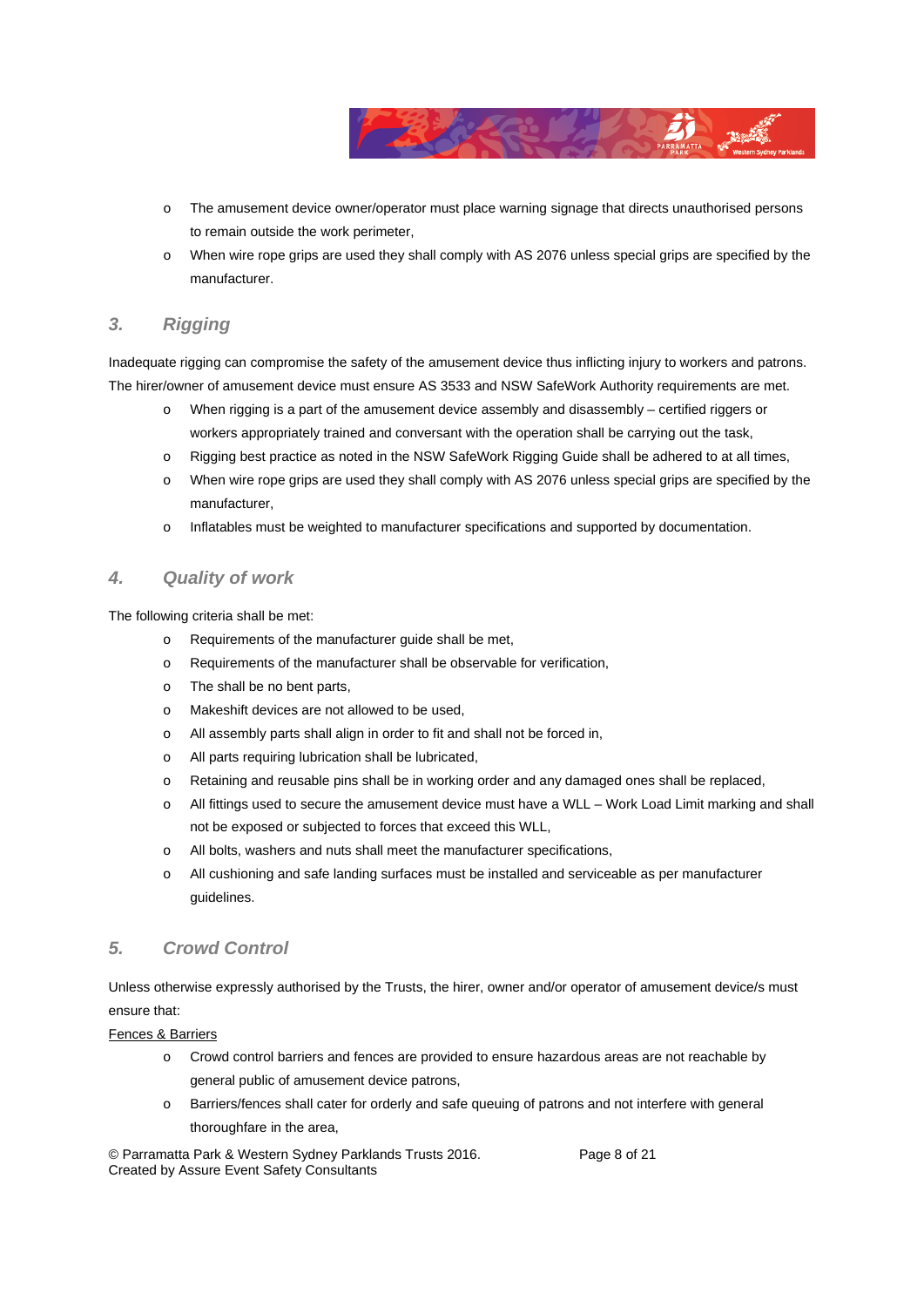- The amusement device owner/operator must place warning signage that directs unauthorised persons to remain outside the work perimeter,
- When wire rope grips are used they shall comply with AS 2076 unless special grips are specified by the manufacturer.

## *3. Rigging*

Inadequate rigging can compromise the safety of the amusement device thus inflicting injury to workers and patrons. The hirer/owner of amusement device must ensure AS 3533 and NSW SafeWork Authority requirements are met.

- When rigging is a part of the amusement device assembly and disassembly – certified riggers or workers appropriately trained and conversant with the operation shall be carrying out the task,
- Rigging best practice as noted in the NSW SafeWork Rigging Guide shall be adhered to at all times,
- When wire rope grips are used they shall comply with AS 2076 unless special grips are specified by the manufacturer,
- Inflatables must be weighted to manufacturer specifications and supported by documentation.

## *4. Quality of work*

The following criteria shall be met:

- Requirements of the manufacturer guide shall be met,
- Requirements of the manufacturer shall be observable for verification,
- The shall be no bent parts,
- Makeshift devices are not allowed to be used,
- All assembly parts shall align in order to fit and shall not be forced in,
- All parts requiring lubrication shall be lubricated,
- Retaining and reusable pins shall be in working order and any damaged ones shall be replaced,
- All fittings used to secure the amusement device must have a WLL – Work Load Limit marking and shall not be exposed or subjected to forces that exceed this WLL,
- All bolts, washers and nuts shall meet the manufacturer specifications,
- All cushioning and safe landing surfaces must be installed and serviceable as per manufacturer guidelines.

## *5. Crowd Control*

Unless otherwise expressly authorised by the Trusts, the hirer, owner and/or operator of amusement device/s must ensure that:

Fences & Barriers

- Crowd control barriers and fences are provided to ensure hazardous areas are not reachable by general public of amusement device patrons,
- Barriers/fences shall cater for orderly and safe queuing of patrons and not interfere with general thoroughfare in the area,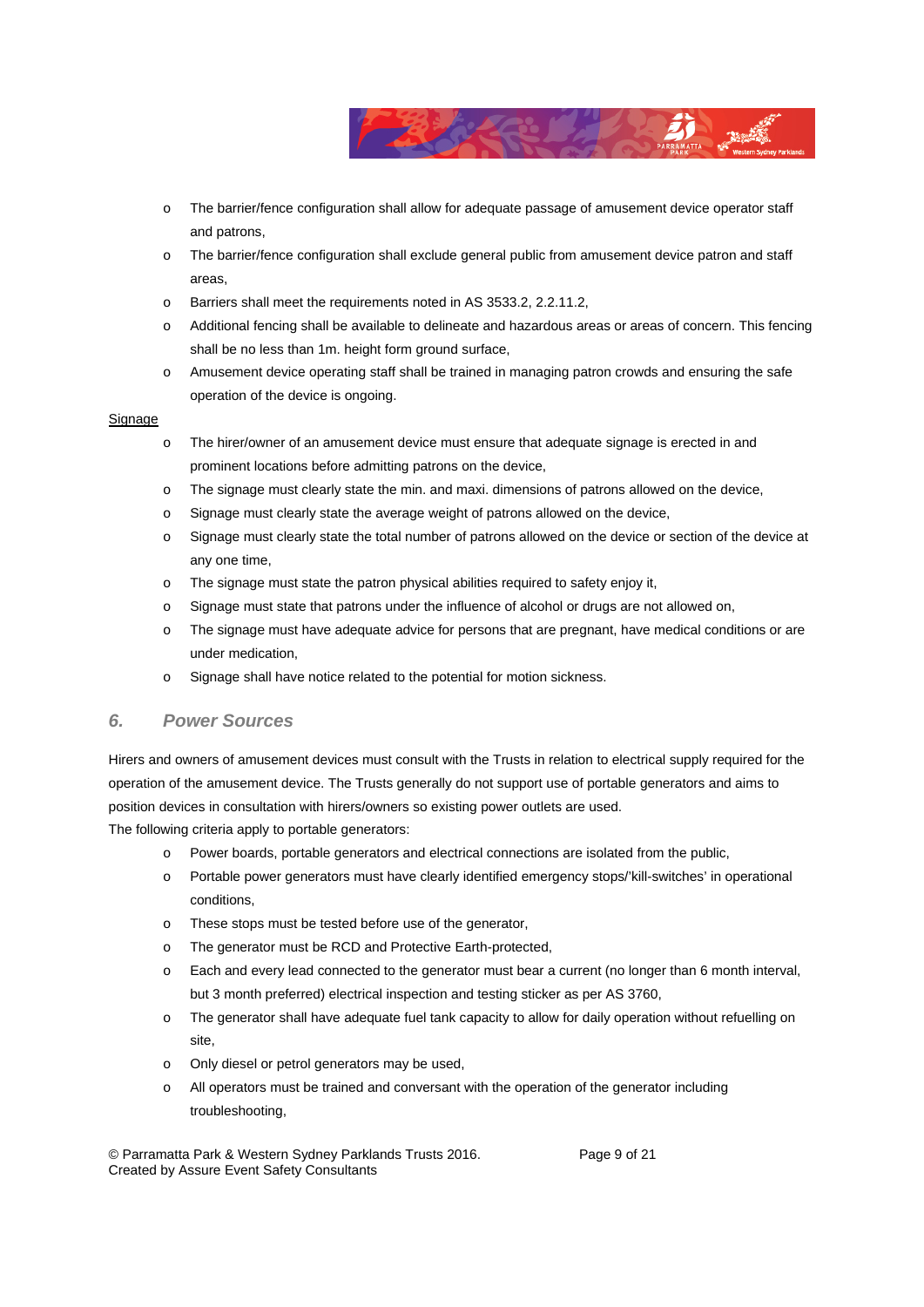- The barrier/fence configuration shall allow for adequate passage of amusement device operator staff and patrons,
- The barrier/fence configuration shall exclude general public from amusement device patron and staff areas,
- Barriers shall meet the requirements noted in AS 3533.2, 2.2.11.2,
- Additional fencing shall be available to delineate and hazardous areas or areas of concern. This fencing shall be no less than 1m. height form ground surface,
- Amusement device operating staff shall be trained in managing patron crowds and ensuring the safe operation of the device is ongoing.

<u>Signage</u>

- The hirer/owner of an amusement device must ensure that adequate signage is erected in and prominent locations before admitting patrons on the device,
- The signage must clearly state the min. and maxi. dimensions of patrons allowed on the device,
- Signage must clearly state the average weight of patrons allowed on the device,
- Signage must clearly state the total number of patrons allowed on the device or section of the device at any one time,
- The signage must state the patron physical abilities required to safety enjoy it,
- Signage must state that patrons under the influence of alcohol or drugs are not allowed on,
- The signage must have adequate advice for persons that are pregnant, have medical conditions or are under medication,
- Signage shall have notice related to the potential for motion sickness.

## *6. Power Sources*

Hirers and owners of amusement devices must consult with the Trusts in relation to electrical supply required for the operation of the amusement device. The Trusts generally do not support use of portable generators and aims to position devices in consultation with hirers/owners so existing power outlets are used.

The following criteria apply to portable generators:

- Power boards, portable generators and electrical connections are isolated from the public,
- Portable power generators must have clearly identified emergency stops/'kill-switches' in operational conditions,
- These stops must be tested before use of the generator,
- The generator must be RCD and Protective Earth-protected,
- Each and every lead connected to the generator must bear a current (no longer than 6 month interval, but 3 month preferred) electrical inspection and testing sticker as per AS 3760,
- The generator shall have adequate fuel tank capacity to allow for daily operation without refuelling on site,
- Only diesel or petrol generators may be used,
- All operators must be trained and conversant with the operation of the generator including troubleshooting,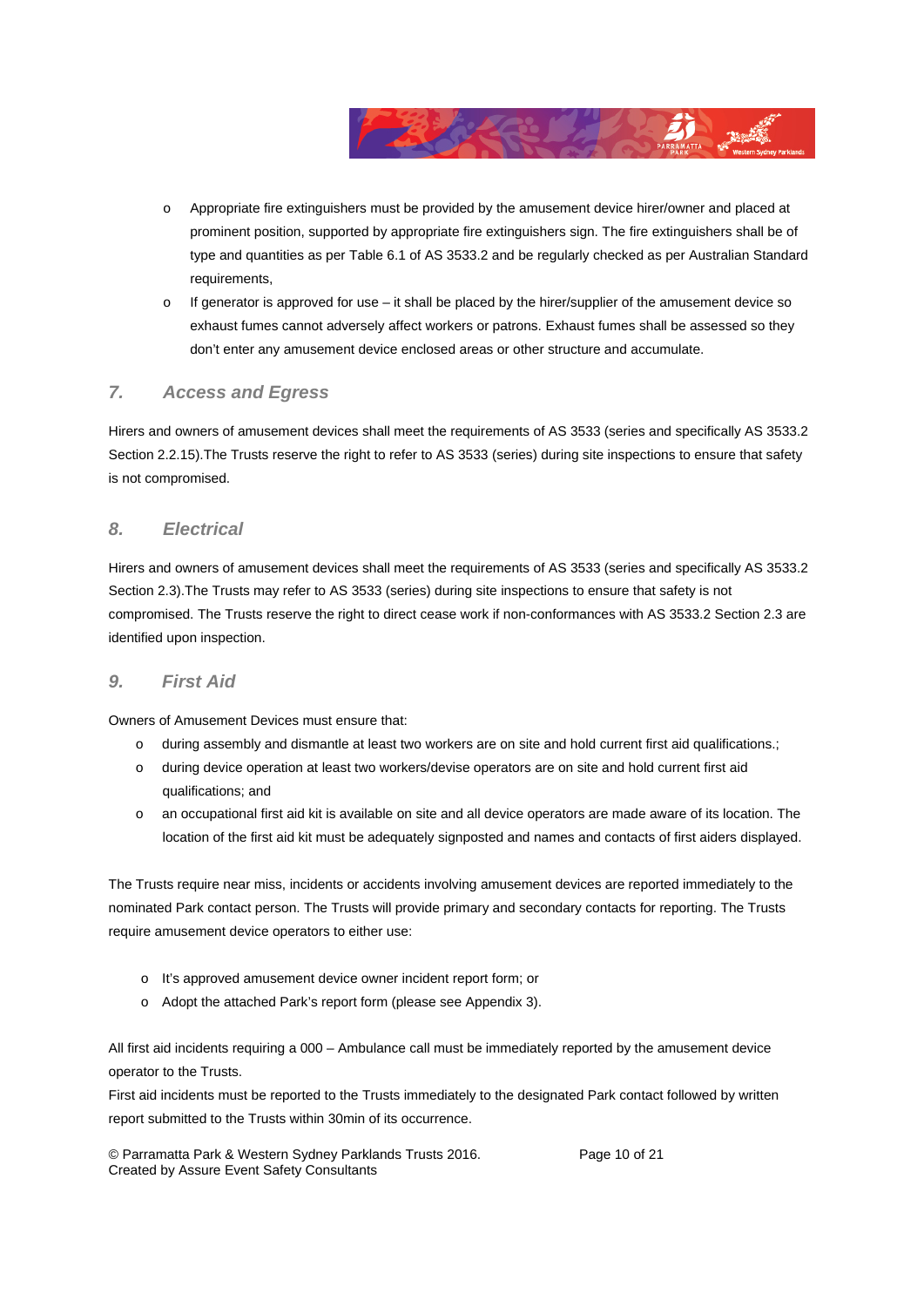- Appropriate fire extinguishers must be provided by the amusement device hirer/owner and placed at prominent position, supported by appropriate fire extinguishers sign. The fire extinguishers shall be of type and quantities as per Table 6.1 of AS 3533.2 and be regularly checked as per Australian Standard requirements,
- If generator is approved for use – it shall be placed by the hirer/supplier of the amusement device so exhaust fumes cannot adversely affect workers or patrons. Exhaust fumes shall be assessed so they don't enter any amusement device enclosed areas or other structure and accumulate.

## *7. Access and Egress*

Hirers and owners of amusement devices shall meet the requirements of AS 3533 (series and specifically AS 3533.2 Section 2.2.15).The Trusts reserve the right to refer to AS 3533 (series) during site inspections to ensure that safety is not compromised.

## *8. Electrical*

Hirers and owners of amusement devices shall meet the requirements of AS 3533 (series and specifically AS 3533.2 Section 2.3).The Trusts may refer to AS 3533 (series) during site inspections to ensure that safety is not compromised. The Trusts reserve the right to direct cease work if non-conformances with AS 3533.2 Section 2.3 are identified upon inspection.

## *9. First Aid*

Owners of Amusement Devices must ensure that:

- during assembly and dismantle at least two workers are on site and hold current first aid qualifications.;
- during device operation at least two workers/devise operators are on site and hold current first aid qualifications; and
- an occupational first aid kit is available on site and all device operators are made aware of its location. The location of the first aid kit must be adequately signposted and names and contacts of first aiders displayed.

The Trusts require near miss, incidents or accidents involving amusement devices are reported immediately to the nominated Park contact person. The Trusts will provide primary and secondary contacts for reporting. The Trusts require amusement device operators to either use:

- It's approved amusement device owner incident report form; or
- Adopt the attached Park's report form (please see Appendix 3).

All first aid incidents requiring a 000 – Ambulance call must be immediately reported by the amusement device operator to the Trusts.
First aid incidents must be reported to the Trusts immediately to the designated Park contact followed by written report submitted to the Trusts within 30min of its occurrence.

© Parramatta Park & Western Sydney Parklands Trusts 2016.
Created by Assure Event Safety Consultants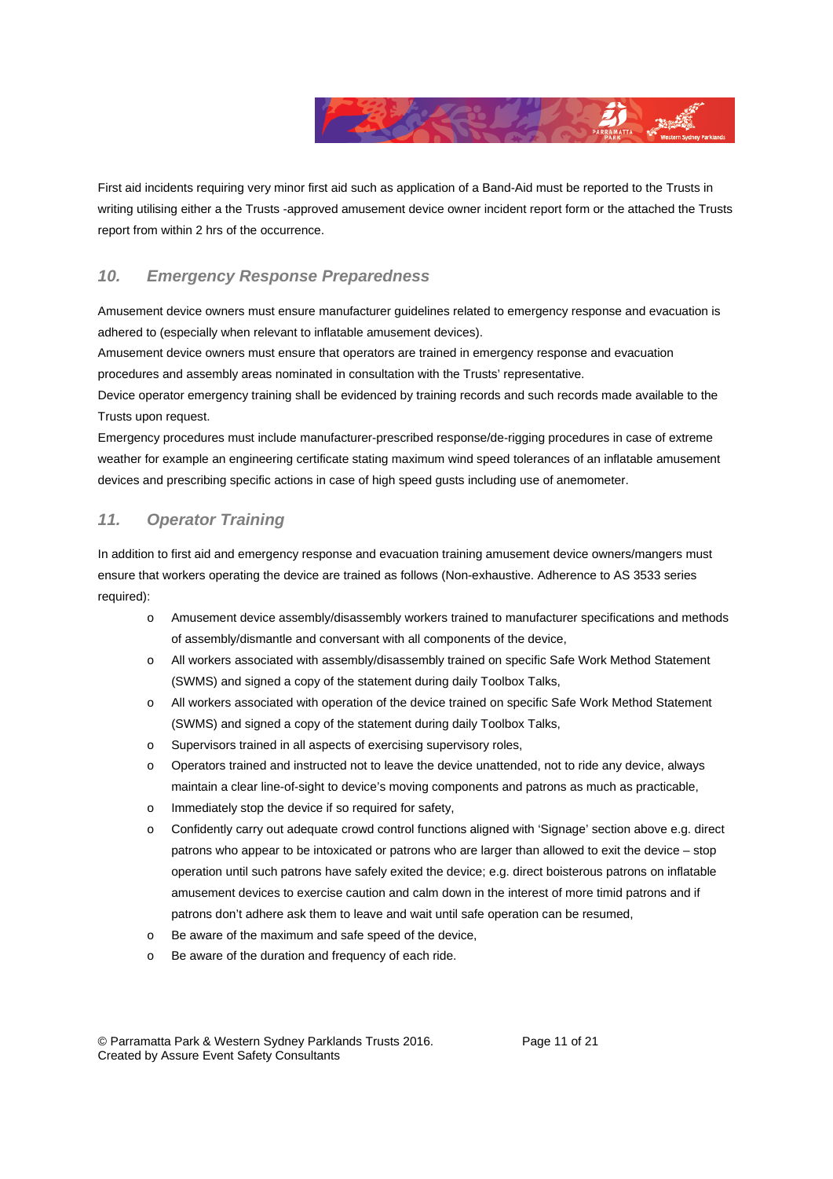First aid incidents requiring very minor first aid such as application of a Band-Aid must be reported to the Trusts in writing utilising either a the Trusts -approved amusement device owner incident report form or the attached the Trusts report from within 2 hrs of the occurrence.

## *10. Emergency Response Preparedness*

Amusement device owners must ensure manufacturer guidelines related to emergency response and evacuation is adhered to (especially when relevant to inflatable amusement devices).

Amusement device owners must ensure that operators are trained in emergency response and evacuation procedures and assembly areas nominated in consultation with the Trusts' representative.

Device operator emergency training shall be evidenced by training records and such records made available to the Trusts upon request.

Emergency procedures must include manufacturer-prescribed response/de-rigging procedures in case of extreme weather for example an engineering certificate stating maximum wind speed tolerances of an inflatable amusement devices and prescribing specific actions in case of high speed gusts including use of anemometer.

## *11. Operator Training*

In addition to first aid and emergency response and evacuation training amusement device owners/mangers must ensure that workers operating the device are trained as follows (Non-exhaustive. Adherence to AS 3533 series required):

- Amusement device assembly/disassembly workers trained to manufacturer specifications and methods of assembly/dismantle and conversant with all components of the device,
- All workers associated with assembly/disassembly trained on specific Safe Work Method Statement (SWMS) and signed a copy of the statement during daily Toolbox Talks,
- All workers associated with operation of the device trained on specific Safe Work Method Statement (SWMS) and signed a copy of the statement during daily Toolbox Talks,
- Supervisors trained in all aspects of exercising supervisory roles,
- Operators trained and instructed not to leave the device unattended, not to ride any device, always maintain a clear line-of-sight to device's moving components and patrons as much as practicable,
- Immediately stop the device if so required for safety,
- Confidently carry out adequate crowd control functions aligned with 'Signage' section above e.g. direct patrons who appear to be intoxicated or patrons who are larger than allowed to exit the device – stop operation until such patrons have safely exited the device; e.g. direct boisterous patrons on inflatable amusement devices to exercise caution and calm down in the interest of more timid patrons and if patrons don't adhere ask them to leave and wait until safe operation can be resumed,
- Be aware of the maximum and safe speed of the device,
- Be aware of the duration and frequency of each ride.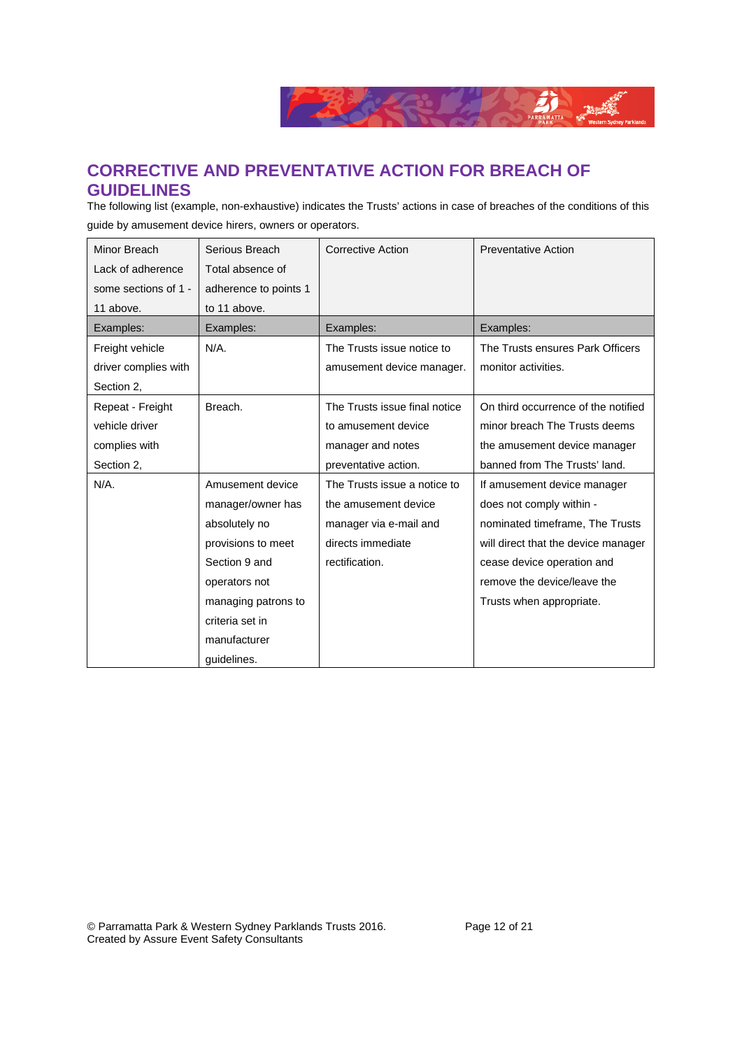## CORRECTIVE AND PREVENTATIVE ACTION FOR BREACH OF GUIDELINES

The following list (example, non-exhaustive) indicates the Trusts' actions in case of breaches of the conditions of this guide by amusement device hirers, owners or operators.

| Minor Breach Lack of adherence some sections of 1 - 11 above. | Serious Breach Total absence of adherence to points 1 to 11 above. | Corrective Action | Preventative Action |
|---|---|---|---|
| Examples: | Examples: | Examples: | Examples: |
| Freight vehicle driver complies with Section 2, | N/A. | The Trusts issue notice to amusement device manager. | The Trusts ensures Park Officers monitor activities. |
| Repeat - Freight vehicle driver complies with Section 2, | Breach. | The Trusts issue final notice to amusement device manager and notes preventative action. | On third occurrence of the notified minor breach The Trusts deems the amusement device manager banned from The Trusts' land. |
| N/A. | Amusement device manager/owner has absolutely no provisions to meet Section 9 and operators not managing patrons to criteria set in manufacturer guidelines. | The Trusts issue a notice to the amusement device manager via e-mail and directs immediate rectification. | If amusement device manager does not comply within - nominated timeframe, The Trusts will direct that the device manager cease device operation and remove the device/leave the Trusts when appropriate. |

© Parramatta Park & Western Sydney Parklands Trusts 2016.
Created by Assure Event Safety Consultants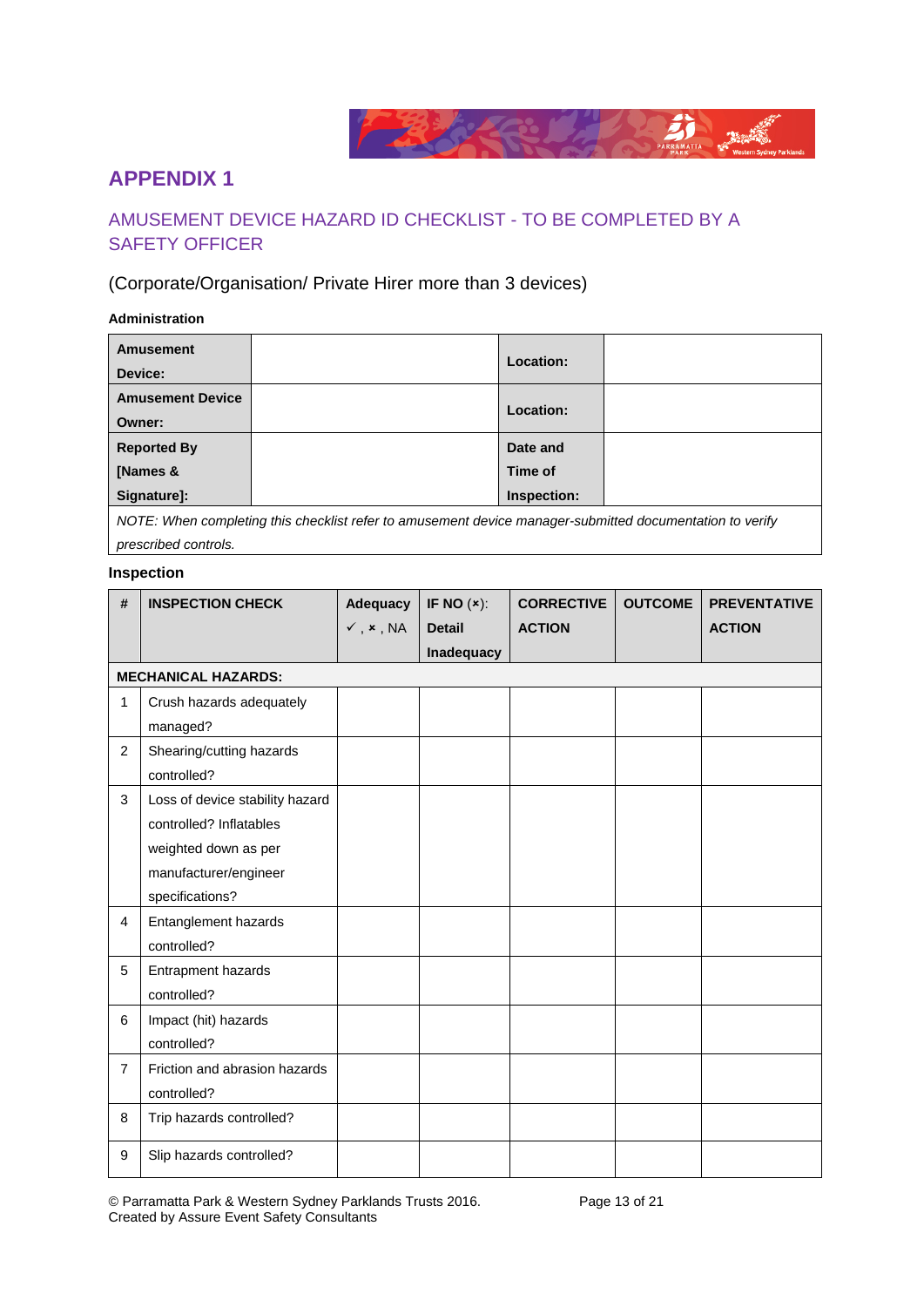# APPENDIX 1

## AMUSEMENT DEVICE HAZARD ID CHECKLIST - TO BE COMPLETED BY A SAFETY OFFICER

(Corporate/Organisation/ Private Hirer more than 3 devices)

**Administration**

| | | | |
|---|---|---|---|
| **Amusement Device:** | | **Location:** | |
| **Amusement Device Owner:** | | **Location:** | |
| **Reported By [Names & Signature]:** | | **Date and Time of Inspection:** | |
| *NOTE: When completing this checklist refer to amusement device manager-submitted documentation to verify prescribed controls.* | | | |

**Inspection**

| # | INSPECTION CHECK | Adequacy ✓ , × , NA | IF NO (×): Detail Inadequacy | CORRECTIVE ACTION | OUTCOME | PREVENTATIVE ACTION |
|---|---|---|---|---|---|---|
| **MECHANICAL HAZARDS:** | | | | | | |
| 1 | Crush hazards adequately managed? | | | | | |
| 2 | Shearing/cutting hazards controlled? | | | | | |
| 3 | Loss of device stability hazard controlled? Inflatables weighted down as per manufacturer/engineer specifications? | | | | | |
| 4 | Entanglement hazards controlled? | | | | | |
| 5 | Entrapment hazards controlled? | | | | | |
| 6 | Impact (hit) hazards controlled? | | | | | |
| 7 | Friction and abrasion hazards controlled? | | | | | |
| 8 | Trip hazards controlled? | | | | | |
| 9 | Slip hazards controlled? | | | | | |

© Parramatta Park & Western Sydney Parklands Trusts 2016.
Created by Assure Event Safety Consultants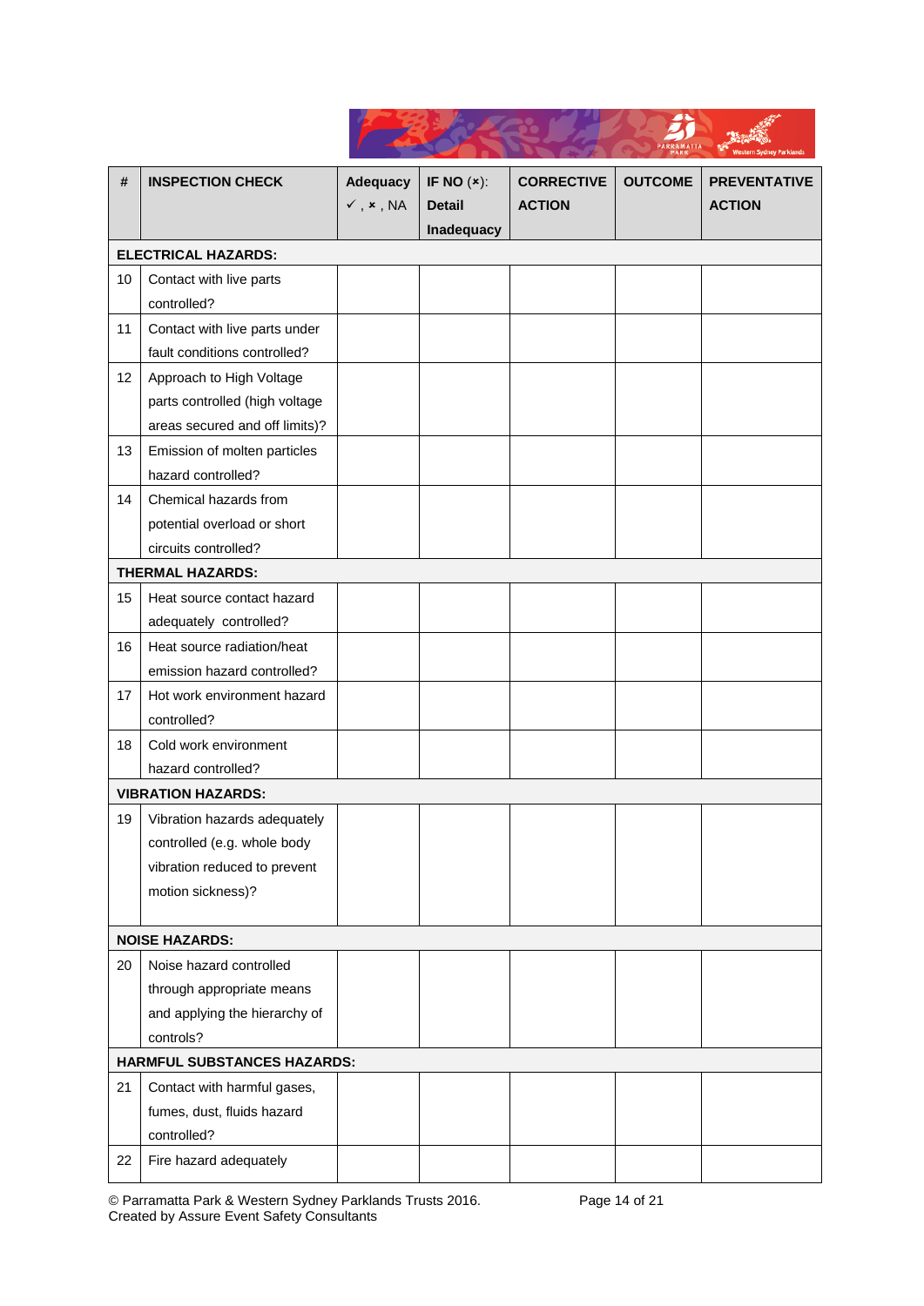| # | INSPECTION CHECK | Adequacy ✓ , ✘ , NA | IF NO (✘): Detail Inadequacy | CORRECTIVE ACTION | OUTCOME | PREVENTATIVE ACTION |
|---|---|---|---|---|---|---|
| **ELECTRICAL HAZARDS:** | | | | | | |
| 10 | Contact with live parts controlled? | | | | | |
| 11 | Contact with live parts under fault conditions controlled? | | | | | |
| 12 | Approach to High Voltage parts controlled (high voltage areas secured and off limits)? | | | | | |
| 13 | Emission of molten particles hazard controlled? | | | | | |
| 14 | Chemical hazards from potential overload or short circuits controlled? | | | | | |
| **THERMAL HAZARDS:** | | | | | | |
| 15 | Heat source contact hazard adequately controlled? | | | | | |
| 16 | Heat source radiation/heat emission hazard controlled? | | | | | |
| 17 | Hot work environment hazard controlled? | | | | | |
| 18 | Cold work environment hazard controlled? | | | | | |
| **VIBRATION HAZARDS:** | | | | | | |
| 19 | Vibration hazards adequately controlled (e.g. whole body vibration reduced to prevent motion sickness)? | | | | | |
| **NOISE HAZARDS:** | | | | | | |
| 20 | Noise hazard controlled through appropriate means and applying the hierarchy of controls? | | | | | |
| **HARMFUL SUBSTANCES HAZARDS:** | | | | | | |
| 21 | Contact with harmful gases, fumes, dust, fluids hazard controlled? | | | | | |
| 22 | Fire hazard adequately | | | | | |

© Parramatta Park & Western Sydney Parklands Trusts 2016.
Created by Assure Event Safety Consultants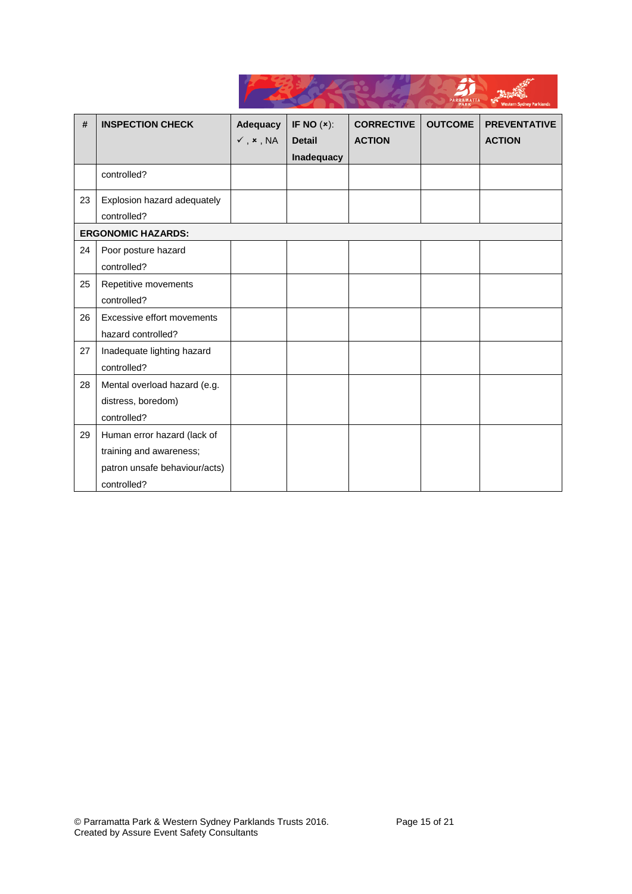| # | INSPECTION CHECK | Adequacy ✓ , × , NA | IF NO (×): Detail Inadequacy | CORRECTIVE ACTION | OUTCOME | PREVENTATIVE ACTION |
|---|---|---|---|---|---|---|
| | controlled? | | | | | |
| 23 | Explosion hazard adequately controlled? | | | | | |
| **ERGONOMIC HAZARDS:** | | | | | | |
| 24 | Poor posture hazard controlled? | | | | | |
| 25 | Repetitive movements controlled? | | | | | |
| 26 | Excessive effort movements hazard controlled? | | | | | |
| 27 | Inadequate lighting hazard controlled? | | | | | |
| 28 | Mental overload hazard (e.g. distress, boredom) controlled? | | | | | |
| 29 | Human error hazard (lack of training and awareness; patron unsafe behaviour/acts) controlled? | | | | | |

© Parramatta Park & Western Sydney Parklands Trusts 2016.
Created by Assure Event Safety Consultants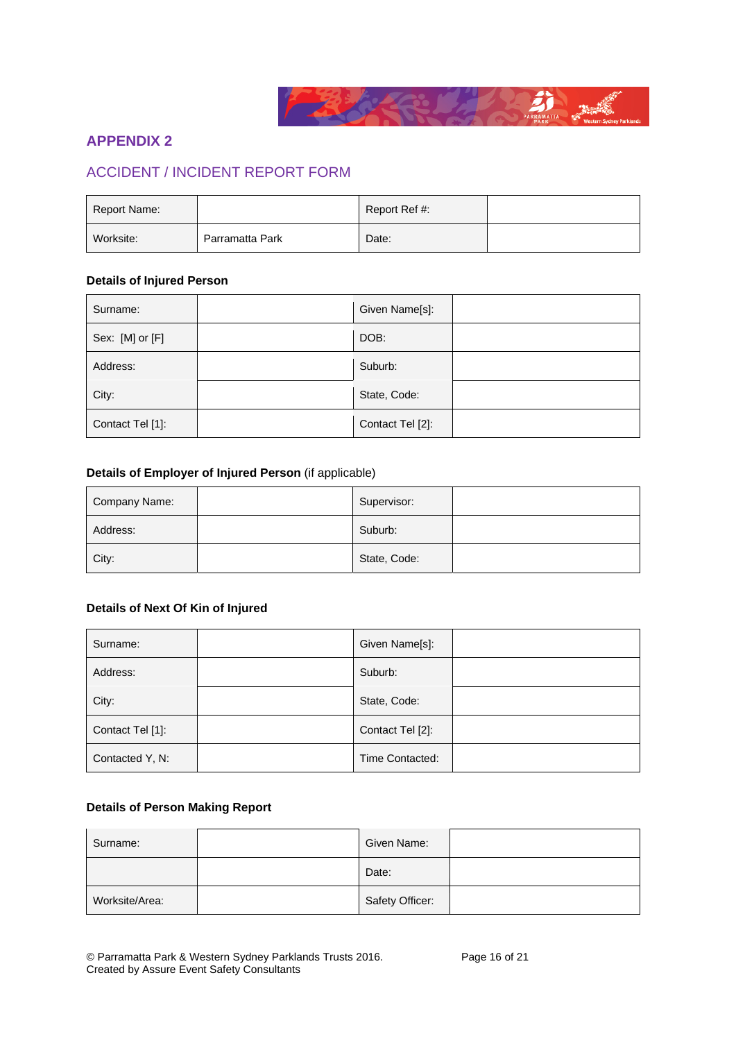## APPENDIX 2

## ACCIDENT / INCIDENT REPORT FORM

| | | | |
|---|---|---|---|
| Report Name: | | Report Ref #: | |
| Worksite: | Parramatta Park | Date: | |

**Details of Injured Person**

| | | | |
|---|---|---|---|
| Surname: | | Given Name[s]: | |
| Sex: [M] or [F] | | DOB: | |
| Address: | | Suburb: | |
| City: | | State, Code: | |
| Contact Tel [1]: | | Contact Tel [2]: | |

**Details of Employer of Injured Person** (if applicable)

| | | | |
|---|---|---|---|
| Company Name: | | Supervisor: | |
| Address: | | Suburb: | |
| City: | | State, Code: | |

**Details of Next Of Kin of Injured**

| | | | |
|---|---|---|---|
| Surname: | | Given Name[s]: | |
| Address: | | Suburb: | |
| City: | | State, Code: | |
| Contact Tel [1]: | | Contact Tel [2]: | |
| Contacted Y, N: | | Time Contacted: | |

**Details of Person Making Report**

| | | | |
|---|---|---|---|
| Surname: | | Given Name: | |
| | | Date: | |
| Worksite/Area: | | Safety Officer: | |

© Parramatta Park & Western Sydney Parklands Trusts 2016.
Created by Assure Event Safety Consultants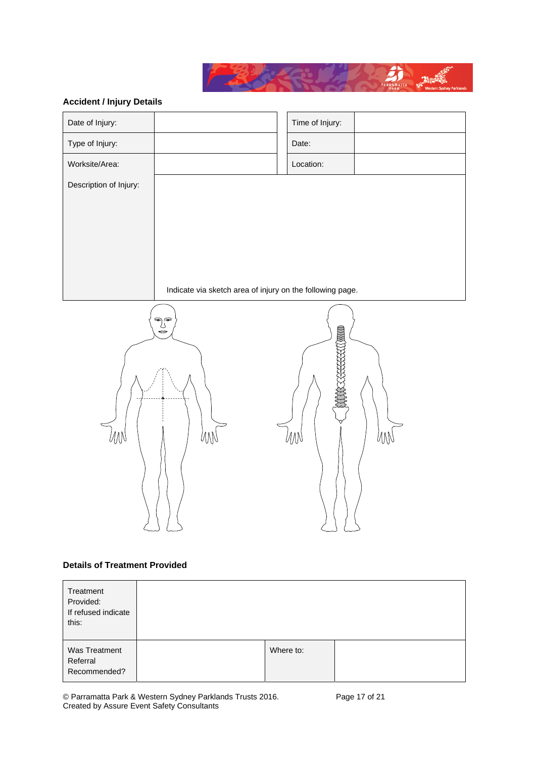## Accident / Injury Details

| | | | | |
|---|---|---|---|---|
| Date of Injury: | | | Time of Injury: | |
| Type of Injury: | | | Date: | |
| Worksite/Area: | | | Location: | |
| Description of Injury: | Indicate via sketch area of injury on the following page. | | | |

## Details of Treatment Provided

| | | | |
|---|---|---|---|
| Treatment Provided: If refused indicate this: | | | |
| Was Treatment Referral Recommended? | | Where to: | |

© Parramatta Park & Western Sydney Parklands Trusts 2016.
Created by Assure Event Safety Consultants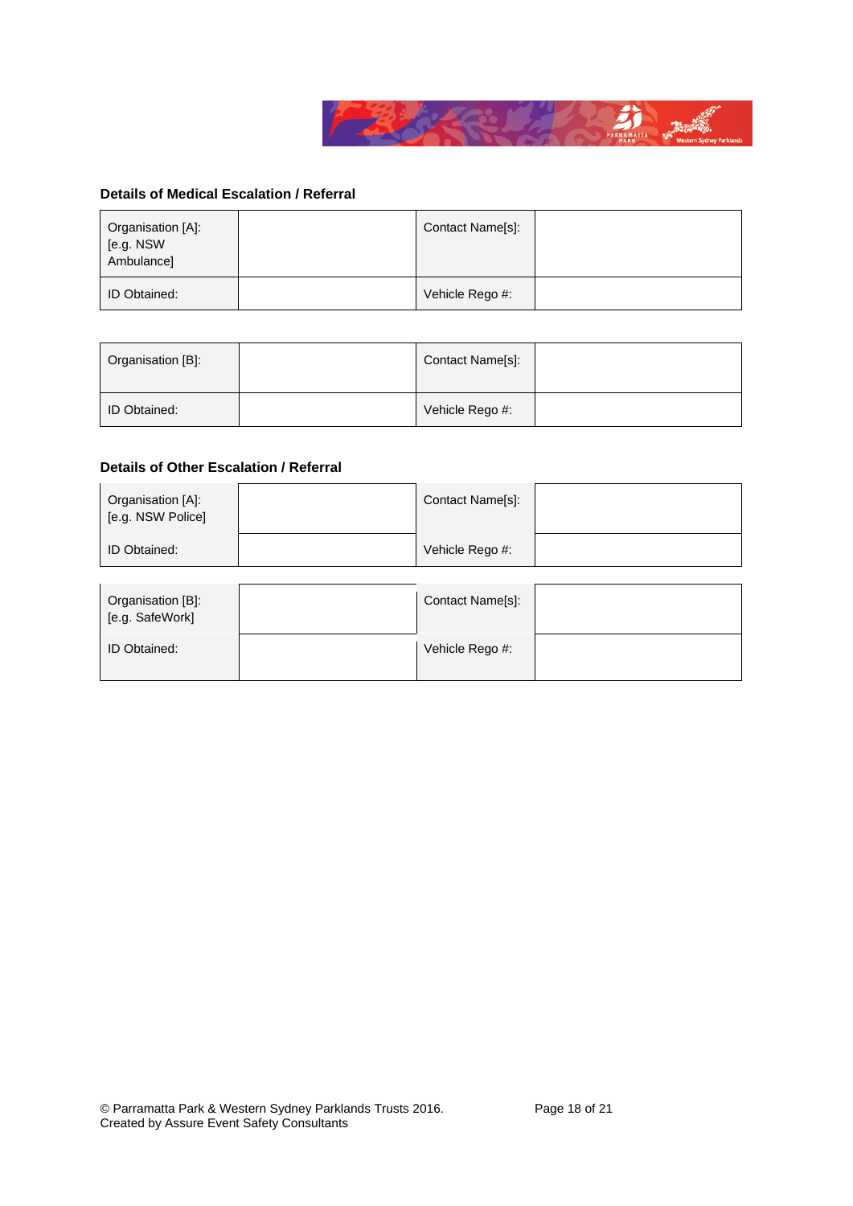### Details of Medical Escalation / Referral

| | | | |
|---|---|---|---|
| Organisation [A]: [e.g. NSW Ambulance] | | Contact Name[s]: | |
| ID Obtained: | | Vehicle Rego #: | |

| | | | |
|---|---|---|---|
| Organisation [B]: | | Contact Name[s]: | |
| ID Obtained: | | Vehicle Rego #: | |

### Details of Other Escalation / Referral

| | | | |
|---|---|---|---|
| Organisation [A]: [e.g. NSW Police] | | Contact Name[s]: | |
| ID Obtained: | | Vehicle Rego #: | |

| | | | |
|---|---|---|---|
| Organisation [B]: [e.g. SafeWork] | | Contact Name[s]: | |
| ID Obtained: | | Vehicle Rego #: | |

© Parramatta Park & Western Sydney Parklands Trusts 2016.
Created by Assure Event Safety Consultants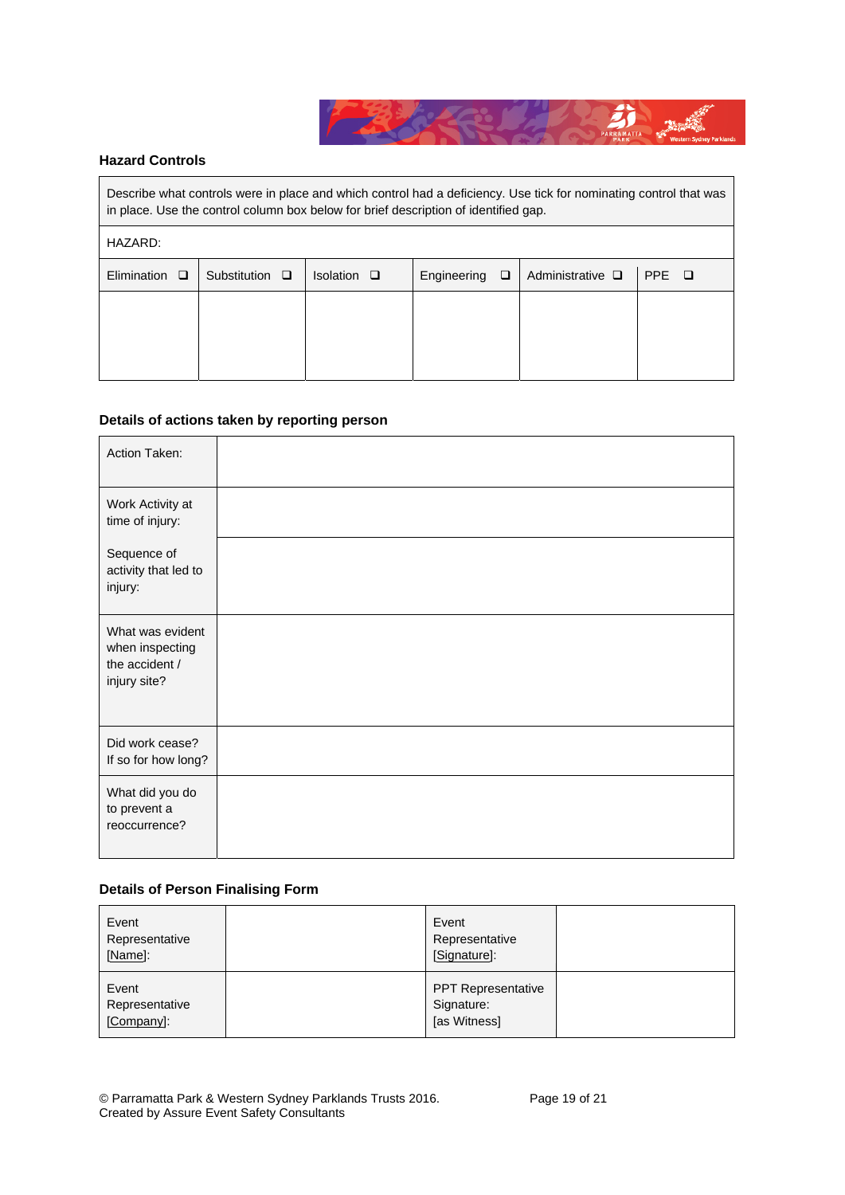### Hazard Controls

| | | | | | |
|---|---|---|---|---|---|
| Describe what controls were in place and which control had a deficiency. Use tick for nominating control that was in place. Use the control column box below for brief description of identified gap. | | | | | |
| HAZARD: | | | | | |
| Elimination ❑ | Substitution ❑ | Isolation ❑ | Engineering ❑ | Administrative ❑ | PPE ❑ |
| | | | | | |

### Details of actions taken by reporting person

| | |
|---|---|
| Action Taken: | |
| Work Activity at time of injury: | |
| Sequence of activity that led to injury: | |
| What was evident when inspecting the accident / injury site? | |
| Did work cease? If so for how long? | |
| What did you do to prevent a reoccurrence? | |

### Details of Person Finalising Form

| | | | |
|---|---|---|---|
| Event Representative [Name]: | | Event Representative [Signature]: | |
| Event Representative [Company]: | | PPT Representative Signature: [as Witness] | |

© Parramatta Park & Western Sydney Parklands Trusts 2016.
Created by Assure Event Safety Consultants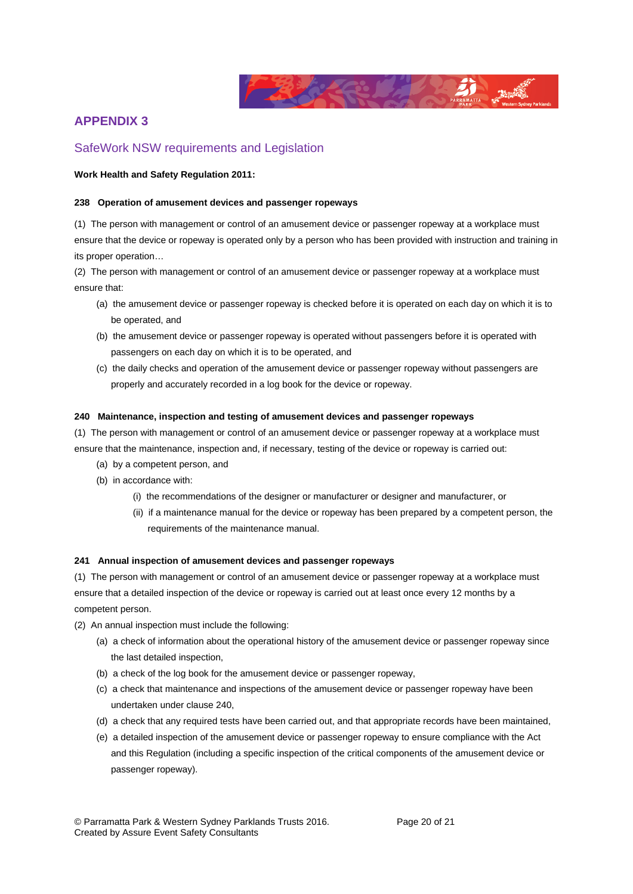# APPENDIX 3

## SafeWork NSW requirements and Legislation

**Work Health and Safety Regulation 2011:**

**238 Operation of amusement devices and passenger ropeways**

(1) The person with management or control of an amusement device or passenger ropeway at a workplace must ensure that the device or ropeway is operated only by a person who has been provided with instruction and training in its proper operation…

(2) The person with management or control of an amusement device or passenger ropeway at a workplace must ensure that:

- (a) the amusement device or passenger ropeway is checked before it is operated on each day on which it is to be operated, and
- (b) the amusement device or passenger ropeway is operated without passengers before it is operated with passengers on each day on which it is to be operated, and
- (c) the daily checks and operation of the amusement device or passenger ropeway without passengers are properly and accurately recorded in a log book for the device or ropeway.

**240 Maintenance, inspection and testing of amusement devices and passenger ropeways**

(1) The person with management or control of an amusement device or passenger ropeway at a workplace must ensure that the maintenance, inspection and, if necessary, testing of the device or ropeway is carried out:

- (a) by a competent person, and
- (b) in accordance with:
  - (i) the recommendations of the designer or manufacturer or designer and manufacturer, or
  - (ii) if a maintenance manual for the device or ropeway has been prepared by a competent person, the requirements of the maintenance manual.

**241 Annual inspection of amusement devices and passenger ropeways**

(1) The person with management or control of an amusement device or passenger ropeway at a workplace must ensure that a detailed inspection of the device or ropeway is carried out at least once every 12 months by a competent person.

(2) An annual inspection must include the following:

- (a) a check of information about the operational history of the amusement device or passenger ropeway since the last detailed inspection,
- (b) a check of the log book for the amusement device or passenger ropeway,
- (c) a check that maintenance and inspections of the amusement device or passenger ropeway have been undertaken under clause 240,
- (d) a check that any required tests have been carried out, and that appropriate records have been maintained,
- (e) a detailed inspection of the amusement device or passenger ropeway to ensure compliance with the Act and this Regulation (including a specific inspection of the critical components of the amusement device or passenger ropeway).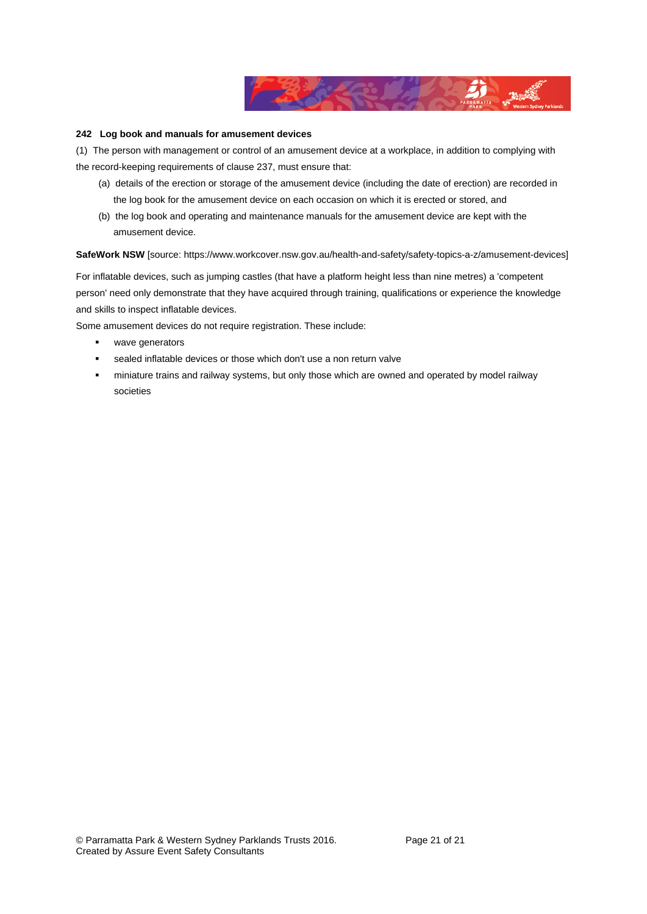**242 Log book and manuals for amusement devices**

(1) The person with management or control of an amusement device at a workplace, in addition to complying with the record-keeping requirements of clause 237, must ensure that:

(a) details of the erection or storage of the amusement device (including the date of erection) are recorded in the log book for the amusement device on each occasion on which it is erected or stored, and

(b) the log book and operating and maintenance manuals for the amusement device are kept with the amusement device.

**SafeWork NSW** [source: https://www.workcover.nsw.gov.au/health-and-safety/safety-topics-a-z/amusement-devices]

For inflatable devices, such as jumping castles (that have a platform height less than nine metres) a 'competent person' need only demonstrate that they have acquired through training, qualifications or experience the knowledge and skills to inspect inflatable devices.

Some amusement devices do not require registration. These include:

- wave generators
- sealed inflatable devices or those which don't use a non return valve
- miniature trains and railway systems, but only those which are owned and operated by model railway societies

© Parramatta Park & Western Sydney Parklands Trusts 2016.
Created by Assure Event Safety Consultants